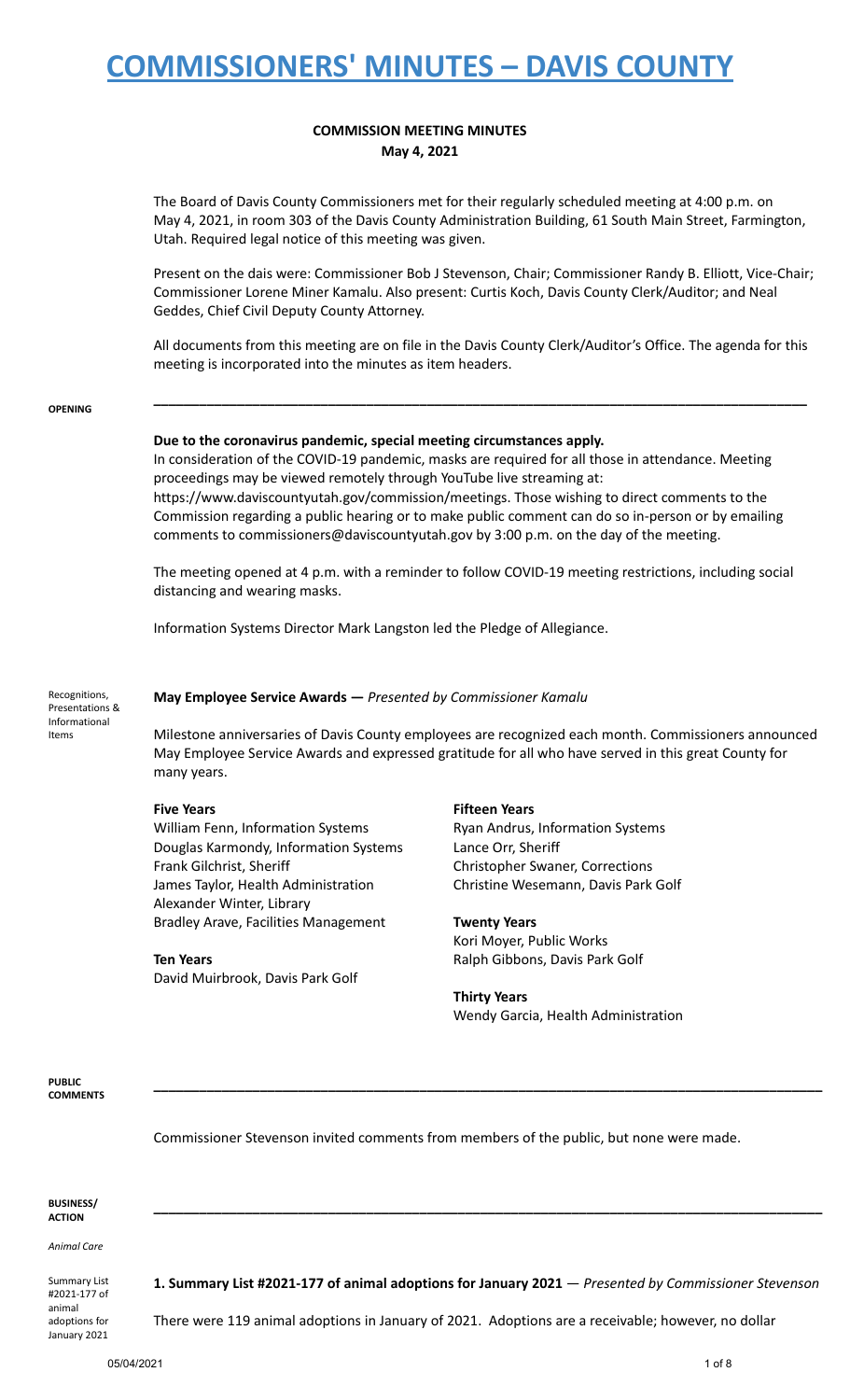# COMMISSIONERS' MINUTES – DAVIS COUNTY

**COMMISSION MEETING MINUTES**
**May 4, 2021**

The Board of Davis County Commissioners met for their regularly scheduled meeting at 4:00 p.m. on May 4, 2021, in room 303 of the Davis County Administration Building, 61 South Main Street, Farmington, Utah. Required legal notice of this meeting was given.

Present on the dais were: Commissioner Bob J Stevenson, Chair; Commissioner Randy B. Elliott, Vice-Chair; Commissioner Lorene Miner Kamalu. Also present: Curtis Koch, Davis County Clerk/Auditor; and Neal Geddes, Chief Civil Deputy County Attorney.

All documents from this meeting are on file in the Davis County Clerk/Auditor's Office. The agenda for this meeting is incorporated into the minutes as item headers.

---

**OPENING**

**Due to the coronavirus pandemic, special meeting circumstances apply.**
In consideration of the COVID-19 pandemic, masks are required for all those in attendance. Meeting proceedings may be viewed remotely through YouTube live streaming at: https://www.daviscountyutah.gov/commission/meetings. Those wishing to direct comments to the Commission regarding a public hearing or to make public comment can do so in-person or by emailing comments to commissioners@daviscountyutah.gov by 3:00 p.m. on the day of the meeting.

The meeting opened at 4 p.m. with a reminder to follow COVID-19 meeting restrictions, including social distancing and wearing masks.

Information Systems Director Mark Langston led the Pledge of Allegiance.

*Recognitions, Presentations & Informational Items*

**May Employee Service Awards —** *Presented by Commissioner Kamalu*

Milestone anniversaries of Davis County employees are recognized each month. Commissioners announced May Employee Service Awards and expressed gratitude for all who have served in this great County for many years.

**Five Years**
William Fenn, Information Systems
Douglas Karmondy, Information Systems
Frank Gilchrist, Sheriff
James Taylor, Health Administration
Alexander Winter, Library
Bradley Arave, Facilities Management

**Ten Years**
David Muirbrook, Davis Park Golf

**Fifteen Years**
Ryan Andrus, Information Systems
Lance Orr, Sheriff
Christopher Swaner, Corrections
Christine Wesemann, Davis Park Golf

**Twenty Years**
Kori Moyer, Public Works
Ralph Gibbons, Davis Park Golf

**Thirty Years**
Wendy Garcia, Health Administration

---

**PUBLIC COMMENTS**

Commissioner Stevenson invited comments from members of the public, but none were made.

---

**BUSINESS/ ACTION**

*Animal Care*

*Summary List #2021-177 of animal adoptions for January 2021*

**1. Summary List #2021-177 of animal adoptions for January 2021** — *Presented by Commissioner Stevenson*

There were 119 animal adoptions in January of 2021. Adoptions are a receivable; however, no dollar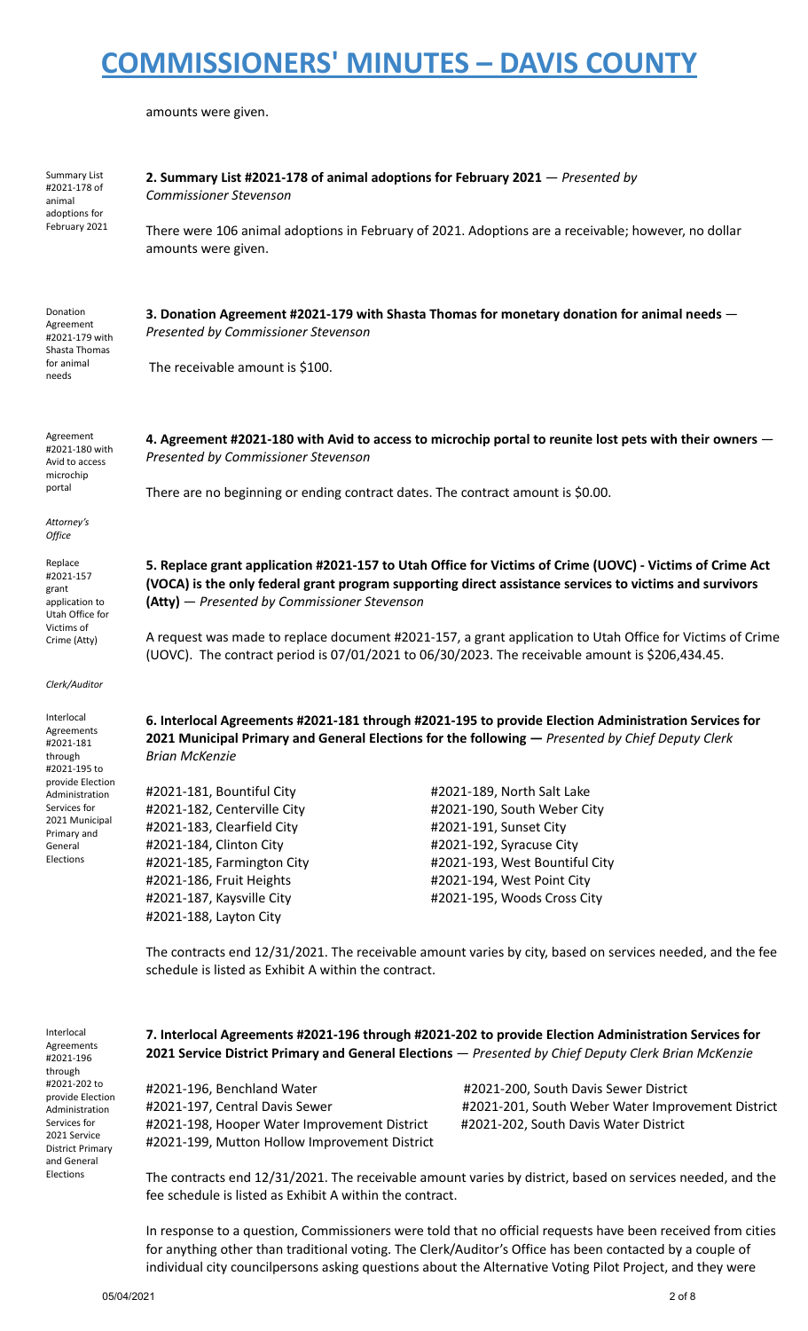amounts were given.

**2. Summary List #2021-178 of animal adoptions for February 2021** — *Presented by Commissioner Stevenson*

There were 106 animal adoptions in February of 2021. Adoptions are a receivable; however, no dollar amounts were given.

**3. Donation Agreement #2021-179 with Shasta Thomas for monetary donation for animal needs** — *Presented by Commissioner Stevenson*

The receivable amount is $100.

**4. Agreement #2021-180 with Avid to access to microchip portal to reunite lost pets with their owners** — *Presented by Commissioner Stevenson*

There are no beginning or ending contract dates. The contract amount is $0.00.

*Attorney's Office*

**5. Replace grant application #2021-157 to Utah Office for Victims of Crime (UOVC) - Victims of Crime Act (VOCA) is the only federal grant program supporting direct assistance services to victims and survivors (Atty)** — *Presented by Commissioner Stevenson*

A request was made to replace document #2021-157, a grant application to Utah Office for Victims of Crime (UOVC). The contract period is 07/01/2021 to 06/30/2023. The receivable amount is $206,434.45.

*Clerk/Auditor*

**6. Interlocal Agreements #2021-181 through #2021-195 to provide Election Administration Services for 2021 Municipal Primary and General Elections for the following —** *Presented by Chief Deputy Clerk Brian McKenzie*

- #2021-181, Bountiful City
- #2021-182, Centerville City
- #2021-183, Clearfield City
- #2021-184, Clinton City
- #2021-185, Farmington City
- #2021-186, Fruit Heights
- #2021-187, Kaysville City
- #2021-188, Layton City
- #2021-189, North Salt Lake
- #2021-190, South Weber City
- #2021-191, Sunset City
- #2021-192, Syracuse City
- #2021-193, West Bountiful City
- #2021-194, West Point City
- #2021-195, Woods Cross City

The contracts end 12/31/2021. The receivable amount varies by city, based on services needed, and the fee schedule is listed as Exhibit A within the contract.

**7. Interlocal Agreements #2021-196 through #2021-202 to provide Election Administration Services for 2021 Service District Primary and General Elections** — *Presented by Chief Deputy Clerk Brian McKenzie*

- #2021-196, Benchland Water
- #2021-197, Central Davis Sewer
- #2021-198, Hooper Water Improvement District
- #2021-199, Mutton Hollow Improvement District
- #2021-200, South Davis Sewer District
- #2021-201, South Weber Water Improvement District
- #2021-202, South Davis Water District

The contracts end 12/31/2021. The receivable amount varies by district, based on services needed, and the fee schedule is listed as Exhibit A within the contract.

In response to a question, Commissioners were told that no official requests have been received from cities for anything other than traditional voting. The Clerk/Auditor's Office has been contacted by a couple of individual city councilpersons asking questions about the Alternative Voting Pilot Project, and they were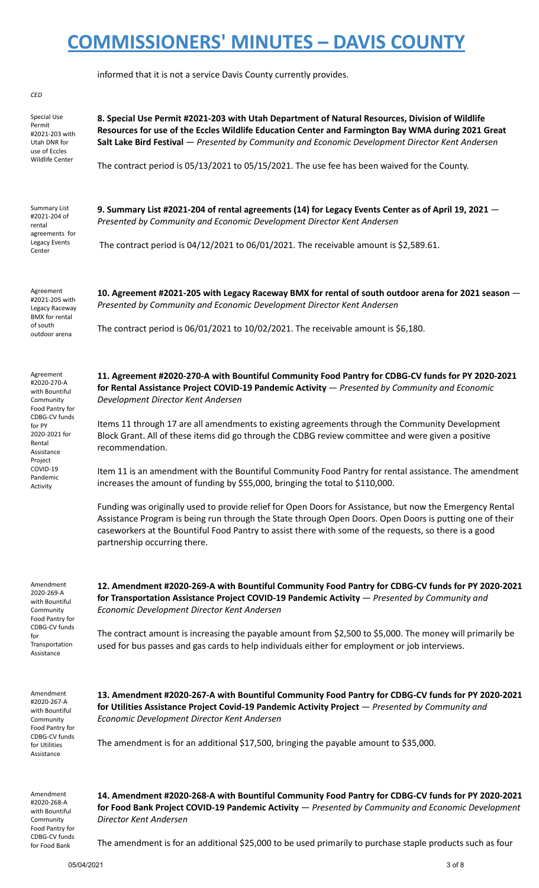informed that it is not a service Davis County currently provides.

*CED*

Special Use Permit #2021-203 with Utah DNR for use of Eccles Wildlife Center

**8. Special Use Permit #2021-203 with Utah Department of Natural Resources, Division of Wildlife Resources for use of the Eccles Wildlife Education Center and Farmington Bay WMA during 2021 Great Salt Lake Bird Festival** — *Presented by Community and Economic Development Director Kent Andersen*

The contract period is 05/13/2021 to 05/15/2021. The use fee has been waived for the County.

Summary List #2021-204 of rental agreements for Legacy Events Center

**9. Summary List #2021-204 of rental agreements (14) for Legacy Events Center as of April 19, 2021** — *Presented by Community and Economic Development Director Kent Andersen*

The contract period is 04/12/2021 to 06/01/2021. The receivable amount is $2,589.61.

Agreement #2021-205 with Legacy Raceway BMX for rental of south outdoor arena

**10. Agreement #2021-205 with Legacy Raceway BMX for rental of south outdoor arena for 2021 season** — *Presented by Community and Economic Development Director Kent Andersen*

The contract period is 06/01/2021 to 10/02/2021. The receivable amount is $6,180.

Agreement #2020-270-A with Bountiful Community Food Pantry for CDBG-CV funds for PY 2020-2021 for Rental Assistance Project COVID-19 Pandemic Activity

**11. Agreement #2020-270-A with Bountiful Community Food Pantry for CDBG-CV funds for PY 2020-2021 for Rental Assistance Project COVID-19 Pandemic Activity** — *Presented by Community and Economic Development Director Kent Andersen*

Items 11 through 17 are all amendments to existing agreements through the Community Development Block Grant. All of these items did go through the CDBG review committee and were given a positive recommendation.

Item 11 is an amendment with the Bountiful Community Food Pantry for rental assistance. The amendment increases the amount of funding by $55,000, bringing the total to $110,000.

Funding was originally used to provide relief for Open Doors for Assistance, but now the Emergency Rental Assistance Program is being run through the State through Open Doors. Open Doors is putting one of their caseworkers at the Bountiful Food Pantry to assist there with some of the requests, so there is a good partnership occurring there.

Amendment 2020-269-A with Bountiful Community Food Pantry for CDBG-CV funds for Transportation Assistance

**12. Amendment #2020-269-A with Bountiful Community Food Pantry for CDBG-CV funds for PY 2020-2021 for Transportation Assistance Project COVID-19 Pandemic Activity** — *Presented by Community and Economic Development Director Kent Andersen*

The contract amount is increasing the payable amount from $2,500 to $5,000. The money will primarily be used for bus passes and gas cards to help individuals either for employment or job interviews.

Amendment #2020-267-A with Bountiful Community Food Pantry for CDBG-CV funds for Utilities Assistance

**13. Amendment #2020-267-A with Bountiful Community Food Pantry for CDBG-CV funds for PY 2020-2021 for Utilities Assistance Project Covid-19 Pandemic Activity Project** — *Presented by Community and Economic Development Director Kent Andersen*

The amendment is for an additional $17,500, bringing the payable amount to $35,000.

Amendment #2020-268-A with Bountiful Community Food Pantry for CDBG-CV funds for Food Bank

**14. Amendment #2020-268-A with Bountiful Community Food Pantry for CDBG-CV funds for PY 2020-2021 for Food Bank Project COVID-19 Pandemic Activity** — *Presented by Community and Economic Development Director Kent Andersen*

The amendment is for an additional $25,000 to be used primarily to purchase staple products such as four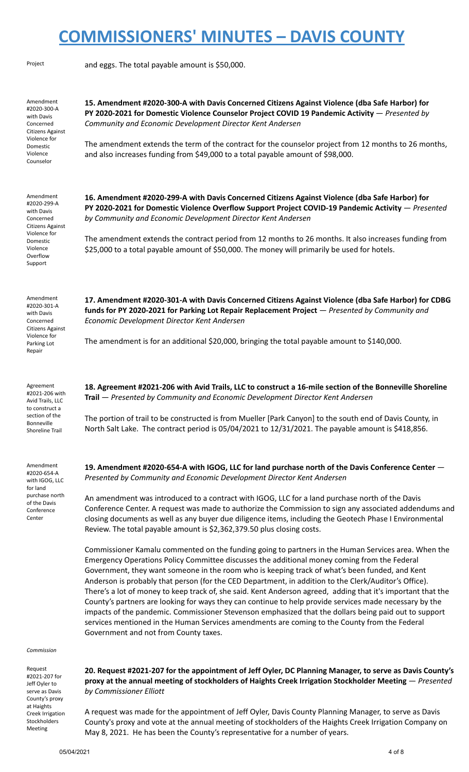Project

and eggs. The total payable amount is $50,000.

Amendment #2020-300-A with Davis Concerned Citizens Against Violence for Domestic Violence Counselor

**15. Amendment #2020-300-A with Davis Concerned Citizens Against Violence (dba Safe Harbor) for PY 2020-2021 for Domestic Violence Counselor Project COVID 19 Pandemic Activity** — *Presented by Community and Economic Development Director Kent Andersen*

The amendment extends the term of the contract for the counselor project from 12 months to 26 months, and also increases funding from $49,000 to a total payable amount of $98,000.

Amendment #2020-299-A with Davis Concerned Citizens Against Violence for Domestic Violence Overflow Support

**16. Amendment #2020-299-A with Davis Concerned Citizens Against Violence (dba Safe Harbor) for PY 2020-2021 for Domestic Violence Overflow Support Project COVID-19 Pandemic Activity** — *Presented by Community and Economic Development Director Kent Andersen*

The amendment extends the contract period from 12 months to 26 months. It also increases funding from $25,000 to a total payable amount of $50,000. The money will primarily be used for hotels.

Amendment #2020-301-A with Davis Concerned Citizens Against Violence for Parking Lot Repair

**17. Amendment #2020-301-A with Davis Concerned Citizens Against Violence (dba Safe Harbor) for CDBG funds for PY 2020-2021 for Parking Lot Repair Replacement Project** — *Presented by Community and Economic Development Director Kent Andersen*

The amendment is for an additional $20,000, bringing the total payable amount to $140,000.

Agreement #2021-206 with Avid Trails, LLC to construct a section of the Bonneville Shoreline Trail

**18. Agreement #2021-206 with Avid Trails, LLC to construct a 16-mile section of the Bonneville Shoreline Trail** — *Presented by Community and Economic Development Director Kent Andersen*

The portion of trail to be constructed is from Mueller [Park Canyon] to the south end of Davis County, in North Salt Lake. The contract period is 05/04/2021 to 12/31/2021. The payable amount is $418,856.

Amendment #2020-654-A with IGOG, LLC for land purchase north of the Davis Conference Center

**19. Amendment #2020-654-A with IGOG, LLC for land purchase north of the Davis Conference Center** — *Presented by Community and Economic Development Director Kent Andersen*

An amendment was introduced to a contract with IGOG, LLC for a land purchase north of the Davis Conference Center. A request was made to authorize the Commission to sign any associated addendums and closing documents as well as any buyer due diligence items, including the Geotech Phase I Environmental Review. The total payable amount is $2,362,379.50 plus closing costs.

Commissioner Kamalu commented on the funding going to partners in the Human Services area. When the Emergency Operations Policy Committee discusses the additional money coming from the Federal Government, they want someone in the room who is keeping track of what's been funded, and Kent Anderson is probably that person (for the CED Department, in addition to the Clerk/Auditor's Office). There's a lot of money to keep track of, she said. Kent Andersen agreed, adding that it's important that the County's partners are looking for ways they can continue to help provide services made necessary by the impacts of the pandemic. Commissioner Stevenson emphasized that the dollars being paid out to support services mentioned in the Human Services amendments are coming to the County from the Federal Government and not from County taxes.

*Commission*

Request #2021-207 for Jeff Oyler to serve as Davis County's proxy at Haights Creek Irrigation Stockholders Meeting

**20. Request #2021-207 for the appointment of Jeff Oyler, DC Planning Manager, to serve as Davis County's proxy at the annual meeting of stockholders of Haights Creek Irrigation Stockholder Meeting** — *Presented by Commissioner Elliott*

A request was made for the appointment of Jeff Oyler, Davis County Planning Manager, to serve as Davis County's proxy and vote at the annual meeting of stockholders of the Haights Creek Irrigation Company on May 8, 2021. He has been the County's representative for a number of years.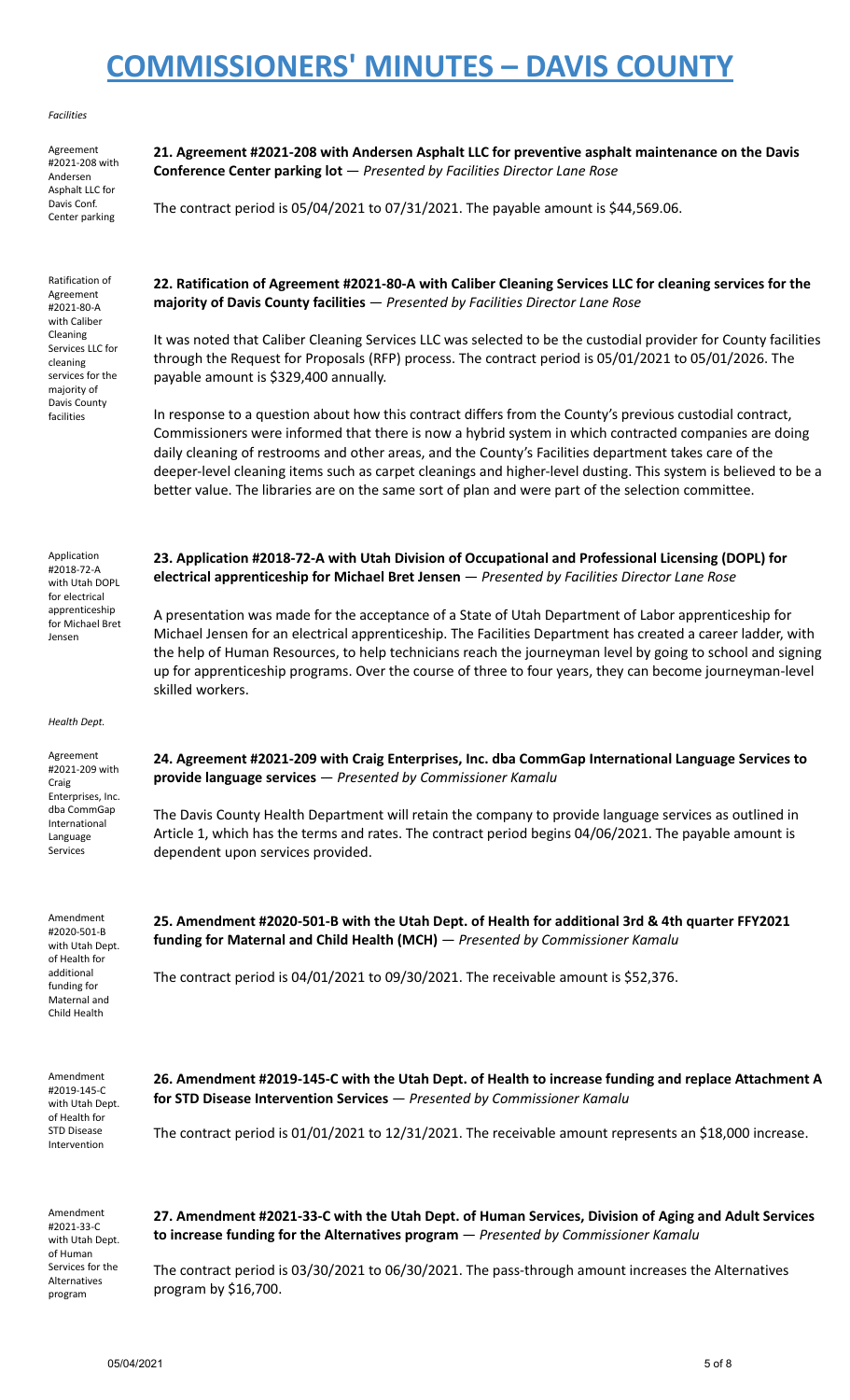*Facilities*

Agreement #2021-208 with Andersen Asphalt LLC for Davis Conf. Center parking

**21. Agreement #2021-208 with Andersen Asphalt LLC for preventive asphalt maintenance on the Davis Conference Center parking lot** — *Presented by Facilities Director Lane Rose*

The contract period is 05/04/2021 to 07/31/2021. The payable amount is $44,569.06.

Ratification of Agreement #2021-80-A with Caliber Cleaning Services LLC for cleaning services for the majority of Davis County facilities

**22. Ratification of Agreement #2021-80-A with Caliber Cleaning Services LLC for cleaning services for the majority of Davis County facilities** — *Presented by Facilities Director Lane Rose*

It was noted that Caliber Cleaning Services LLC was selected to be the custodial provider for County facilities through the Request for Proposals (RFP) process. The contract period is 05/01/2021 to 05/01/2026. The payable amount is $329,400 annually.

In response to a question about how this contract differs from the County's previous custodial contract, Commissioners were informed that there is now a hybrid system in which contracted companies are doing daily cleaning of restrooms and other areas, and the County's Facilities department takes care of the deeper-level cleaning items such as carpet cleanings and higher-level dusting. This system is believed to be a better value. The libraries are on the same sort of plan and were part of the selection committee.

Application #2018-72-A with Utah DOPL for electrical apprenticeship for Michael Bret Jensen

**23. Application #2018-72-A with Utah Division of Occupational and Professional Licensing (DOPL) for electrical apprenticeship for Michael Bret Jensen** — *Presented by Facilities Director Lane Rose*

A presentation was made for the acceptance of a State of Utah Department of Labor apprenticeship for Michael Jensen for an electrical apprenticeship. The Facilities Department has created a career ladder, with the help of Human Resources, to help technicians reach the journeyman level by going to school and signing up for apprenticeship programs. Over the course of three to four years, they can become journeyman-level skilled workers.

*Health Dept.*

Agreement #2021-209 with Craig Enterprises, Inc. dba CommGap International Language Services

**24. Agreement #2021-209 with Craig Enterprises, Inc. dba CommGap International Language Services to provide language services** — *Presented by Commissioner Kamalu*

The Davis County Health Department will retain the company to provide language services as outlined in Article 1, which has the terms and rates. The contract period begins 04/06/2021. The payable amount is dependent upon services provided.

Amendment #2020-501-B with Utah Dept. of Health for additional funding for Maternal and Child Health

**25. Amendment #2020-501-B with the Utah Dept. of Health for additional 3rd & 4th quarter FFY2021 funding for Maternal and Child Health (MCH)** — *Presented by Commissioner Kamalu*

The contract period is 04/01/2021 to 09/30/2021. The receivable amount is $52,376.

Amendment #2019-145-C with Utah Dept. of Health for STD Disease Intervention

**26. Amendment #2019-145-C with the Utah Dept. of Health to increase funding and replace Attachment A for STD Disease Intervention Services** — *Presented by Commissioner Kamalu*

The contract period is 01/01/2021 to 12/31/2021. The receivable amount represents an $18,000 increase.

Amendment #2021-33-C with Utah Dept. of Human Services for the Alternatives program

**27. Amendment #2021-33-C with the Utah Dept. of Human Services, Division of Aging and Adult Services to increase funding for the Alternatives program** — *Presented by Commissioner Kamalu*

The contract period is 03/30/2021 to 06/30/2021. The pass-through amount increases the Alternatives program by $16,700.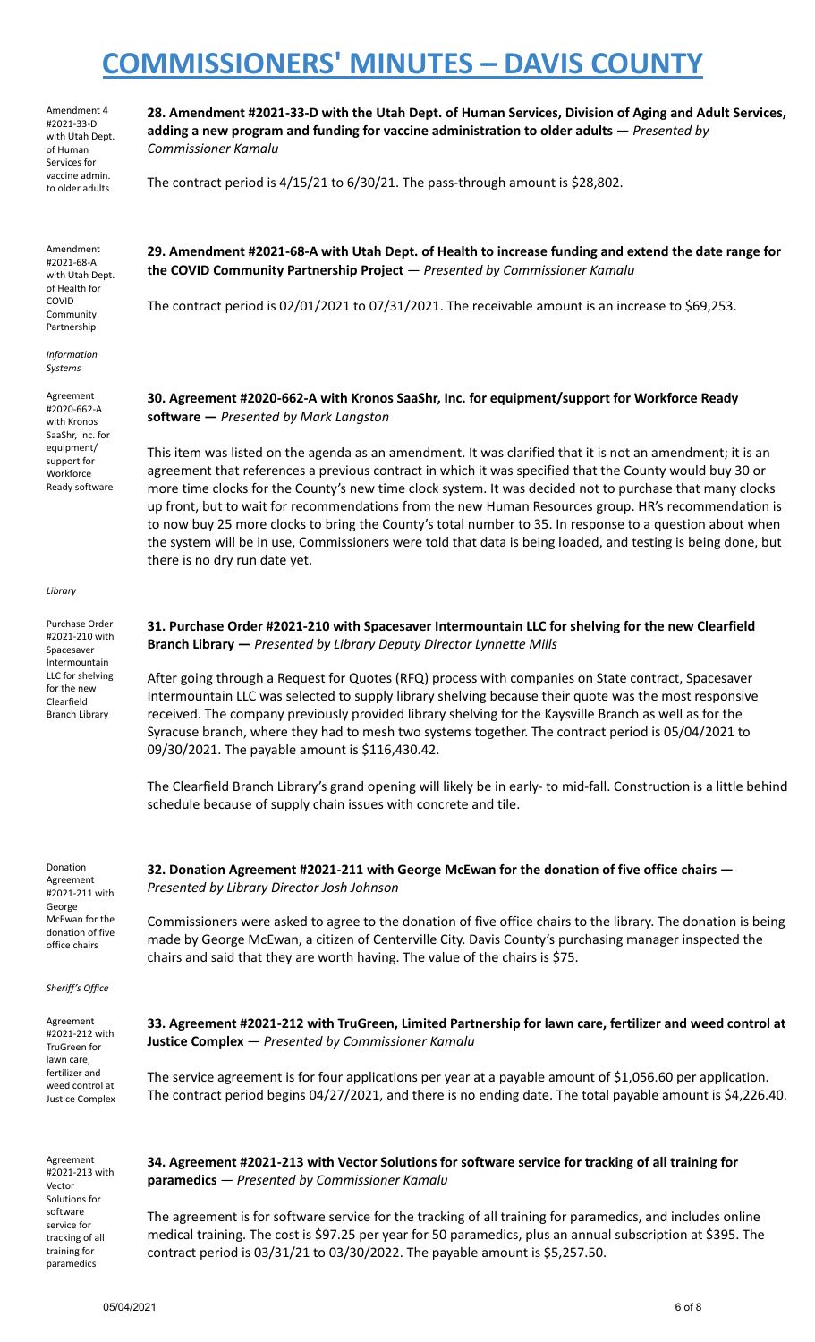Amendment 4 #2021-33-D with Utah Dept. of Human Services for vaccine admin. to older adults

**28. Amendment #2021-33-D with the Utah Dept. of Human Services, Division of Aging and Adult Services, adding a new program and funding for vaccine administration to older adults** — *Presented by Commissioner Kamalu*

The contract period is 4/15/21 to 6/30/21. The pass-through amount is $28,802.

Amendment #2021-68-A with Utah Dept. of Health for COVID Community Partnership

**29. Amendment #2021-68-A with Utah Dept. of Health to increase funding and extend the date range for the COVID Community Partnership Project** — *Presented by Commissioner Kamalu*

The contract period is 02/01/2021 to 07/31/2021. The receivable amount is an increase to $69,253.

*Information Systems*

Agreement #2020-662-A with Kronos SaaShr, Inc. for equipment/ support for Workforce Ready software

**30. Agreement #2020-662-A with Kronos SaaShr, Inc. for equipment/support for Workforce Ready software —** *Presented by Mark Langston*

This item was listed on the agenda as an amendment. It was clarified that it is not an amendment; it is an agreement that references a previous contract in which it was specified that the County would buy 30 or more time clocks for the County's new time clock system. It was decided not to purchase that many clocks up front, but to wait for recommendations from the new Human Resources group. HR's recommendation is to now buy 25 more clocks to bring the County's total number to 35. In response to a question about when the system will be in use, Commissioners were told that data is being loaded, and testing is being done, but there is no dry run date yet.

*Library*

Purchase Order #2021-210 with Spacesaver Intermountain LLC for shelving for the new Clearfield Branch Library

**31. Purchase Order #2021-210 with Spacesaver Intermountain LLC for shelving for the new Clearfield Branch Library —** *Presented by Library Deputy Director Lynnette Mills*

After going through a Request for Quotes (RFQ) process with companies on State contract, Spacesaver Intermountain LLC was selected to supply library shelving because their quote was the most responsive received. The company previously provided library shelving for the Kaysville Branch as well as for the Syracuse branch, where they had to mesh two systems together. The contract period is 05/04/2021 to 09/30/2021. The payable amount is $116,430.42.

The Clearfield Branch Library's grand opening will likely be in early- to mid-fall. Construction is a little behind schedule because of supply chain issues with concrete and tile.

Donation Agreement #2021-211 with George McEwan for the donation of five office chairs

**32. Donation Agreement #2021-211 with George McEwan for the donation of five office chairs —** *Presented by Library Director Josh Johnson*

Commissioners were asked to agree to the donation of five office chairs to the library. The donation is being made by George McEwan, a citizen of Centerville City. Davis County's purchasing manager inspected the chairs and said that they are worth having. The value of the chairs is $75.

*Sheriff's Office*

Agreement #2021-212 with TruGreen for lawn care, fertilizer and weed control at Justice Complex

**33. Agreement #2021-212 with TruGreen, Limited Partnership for lawn care, fertilizer and weed control at Justice Complex** — *Presented by Commissioner Kamalu*

The service agreement is for four applications per year at a payable amount of $1,056.60 per application. The contract period begins 04/27/2021, and there is no ending date. The total payable amount is $4,226.40.

Agreement #2021-213 with Vector Solutions for software service for tracking of all training for paramedics

**34. Agreement #2021-213 with Vector Solutions for software service for tracking of all training for paramedics** — *Presented by Commissioner Kamalu*

The agreement is for software service for the tracking of all training for paramedics, and includes online medical training. The cost is $97.25 per year for 50 paramedics, plus an annual subscription at $395. The contract period is 03/31/21 to 03/30/2022. The payable amount is $5,257.50.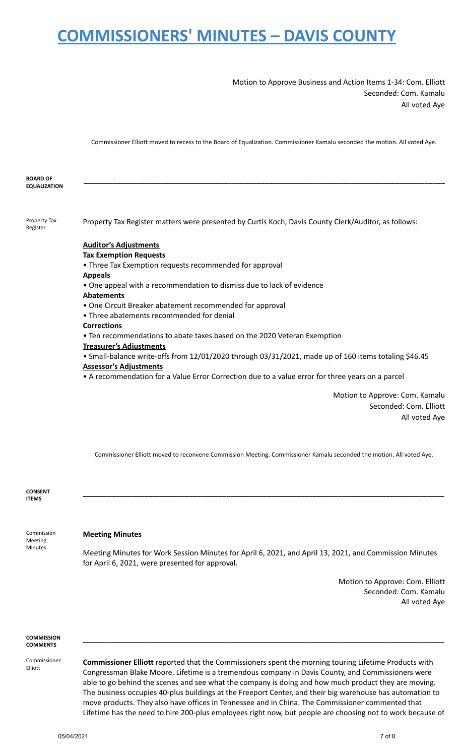Motion to Approve Business and Action Items 1-34: Com. Elliott
Seconded: Com. Kamalu
All voted Aye

Commissioner Elliott moved to recess to the Board of Equalization. Commissioner Kamalu seconded the motion. All voted Aye.

**BOARD OF EQUALIZATION**

---

Property Tax Register

Property Tax Register matters were presented by Curtis Koch, Davis County Clerk/Auditor, as follows:

**Auditor's Adjustments**

**Tax Exemption Requests**

- Three Tax Exemption requests recommended for approval

**Appeals**

- One appeal with a recommendation to dismiss due to lack of evidence

**Abatements**

- One Circuit Breaker abatement recommended for approval
- Three abatements recommended for denial

**Corrections**

- Ten recommendations to abate taxes based on the 2020 Veteran Exemption

**Treasurer's Adjustments**

- Small-balance write-offs from 12/01/2020 through 03/31/2021, made up of 160 items totaling $46.45

**Assessor's Adjustments**

- A recommendation for a Value Error Correction due to a value error for three years on a parcel

Motion to Approve: Com. Kamalu
Seconded: Com. Elliott
All voted Aye

Commissioner Elliott moved to reconvene Commission Meeting. Commissioner Kamalu seconded the motion. All voted Aye.

**CONSENT ITEMS**

---

Commission Meeting Minutes

**Meeting Minutes**

Meeting Minutes for Work Session Minutes for April 6, 2021, and April 13, 2021, and Commission Minutes for April 6, 2021, were presented for approval.

Motion to Approve: Com. Elliott
Seconded: Com. Kamalu
All voted Aye

**COMMISSION COMMENTS**

---

Commissioner Elliott

**Commissioner Elliott** reported that the Commissioners spent the morning touring Lifetime Products with Congressman Blake Moore. Lifetime is a tremendous company in Davis County, and Commissioners were able to go behind the scenes and see what the company is doing and how much product they are moving. The business occupies 40-plus buildings at the Freeport Center, and their big warehouse has automation to move products. They also have offices in Tennessee and in China. The Commissioner commented that Lifetime has the need to hire 200-plus employees right now, but people are choosing not to work because of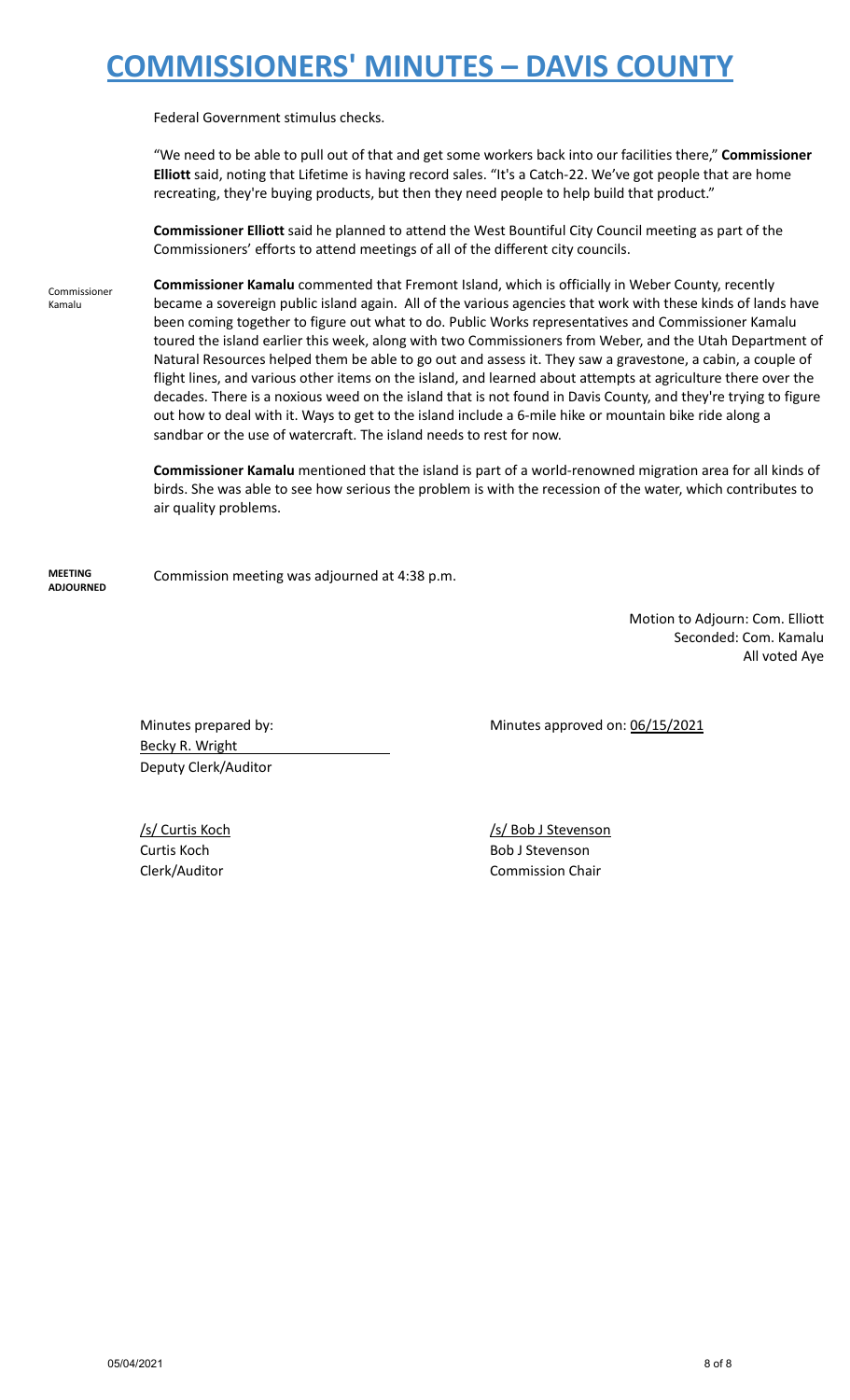Federal Government stimulus checks.

"We need to be able to pull out of that and get some workers back into our facilities there," **Commissioner Elliott** said, noting that Lifetime is having record sales. "It's a Catch-22. We've got people that are home recreating, they're buying products, but then they need people to help build that product."

**Commissioner Elliott** said he planned to attend the West Bountiful City Council meeting as part of the Commissioners' efforts to attend meetings of all of the different city councils.

Commissioner Kamalu

**Commissioner Kamalu** commented that Fremont Island, which is officially in Weber County, recently became a sovereign public island again. All of the various agencies that work with these kinds of lands have been coming together to figure out what to do. Public Works representatives and Commissioner Kamalu toured the island earlier this week, along with two Commissioners from Weber, and the Utah Department of Natural Resources helped them be able to go out and assess it. They saw a gravestone, a cabin, a couple of flight lines, and various other items on the island, and learned about attempts at agriculture there over the decades. There is a noxious weed on the island that is not found in Davis County, and they're trying to figure out how to deal with it. Ways to get to the island include a 6-mile hike or mountain bike ride along a sandbar or the use of watercraft. The island needs to rest for now.

**Commissioner Kamalu** mentioned that the island is part of a world-renowned migration area for all kinds of birds. She was able to see how serious the problem is with the recession of the water, which contributes to air quality problems.

**MEETING ADJOURNED**

Commission meeting was adjourned at 4:38 p.m.

Motion to Adjourn: Com. Elliott
Seconded: Com. Kamalu
All voted Aye

Minutes prepared by:
Becky R. Wright
Deputy Clerk/Auditor

Minutes approved on: 06/15/2021

/s/ Curtis Koch
Curtis Koch
Clerk/Auditor

/s/ Bob J Stevenson
Bob J Stevenson
Commission Chair